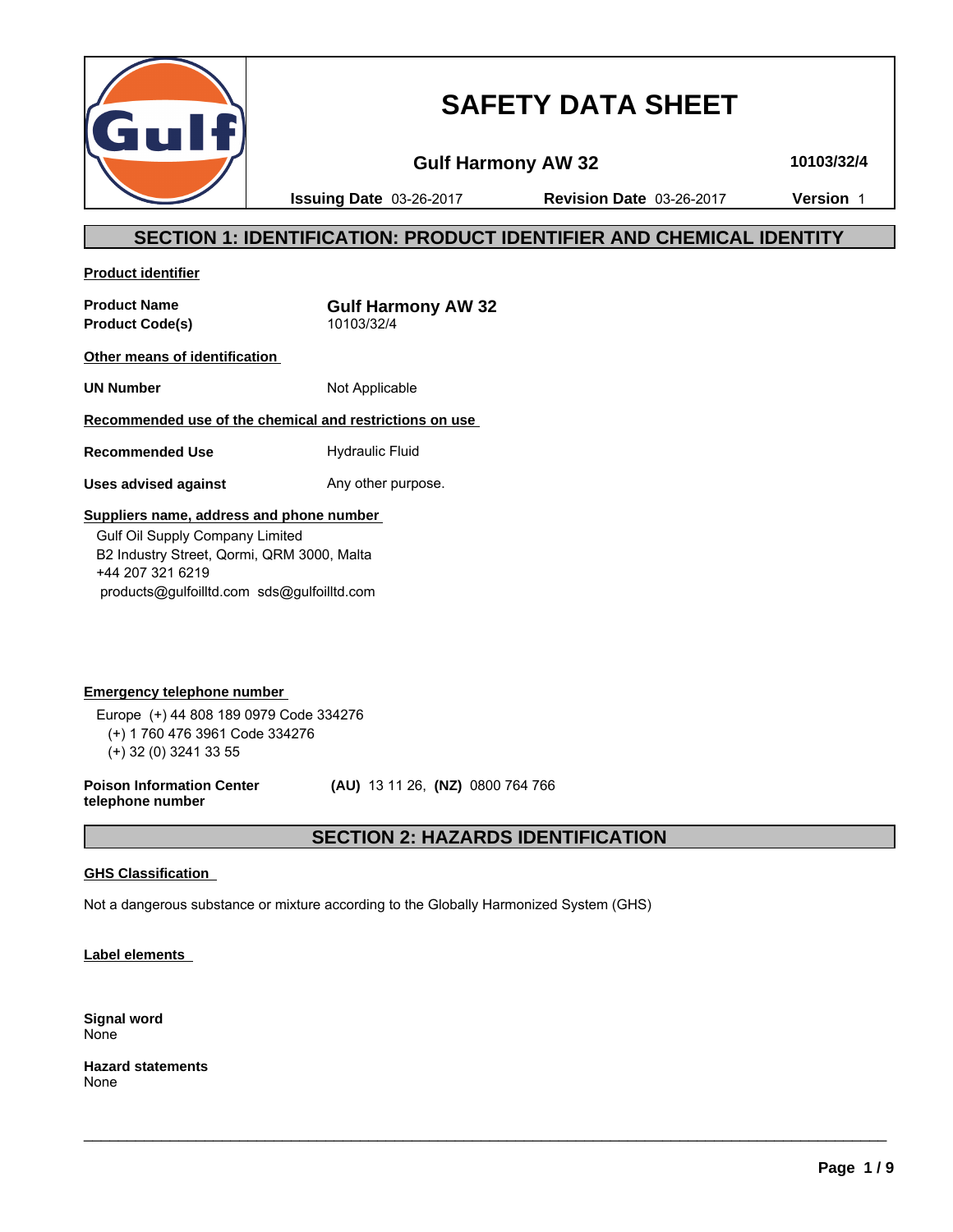# SAFETY DATA SHEET

**Gulf Harmony AW 32** **10103/32/4**

**Issuing Date** 03-26-2017 **Revision Date** 03-26-2017 **Version** 1

## SECTION 1: IDENTIFICATION: PRODUCT IDENTIFIER AND CHEMICAL IDENTITY

**Product identifier**

**Product Name** **Gulf Harmony AW 32**
**Product Code(s)** 10103/32/4

**Other means of identification**

**UN Number** Not Applicable

**Recommended use of the chemical and restrictions on use**

**Recommended Use** Hydraulic Fluid

**Uses advised against** Any other purpose.

**Suppliers name, address and phone number**

Gulf Oil Supply Company Limited
B2 Industry Street, Qormi, QRM 3000, Malta
+44 207 321 6219
products@gulfoilltd.com sds@gulfoilltd.com

**Emergency telephone number**

Europe (+) 44 808 189 0979 Code 334276
(+) 1 760 476 3961 Code 334276
(+) 32 (0) 3241 33 55

**Poison Information Center telephone number** **(AU)** 13 11 26, **(NZ)** 0800 764 766

## SECTION 2: HAZARDS IDENTIFICATION

**GHS Classification**

Not a dangerous substance or mixture according to the Globally Harmonized System (GHS)

**Label elements**

**Signal word**
None

**Hazard statements**
None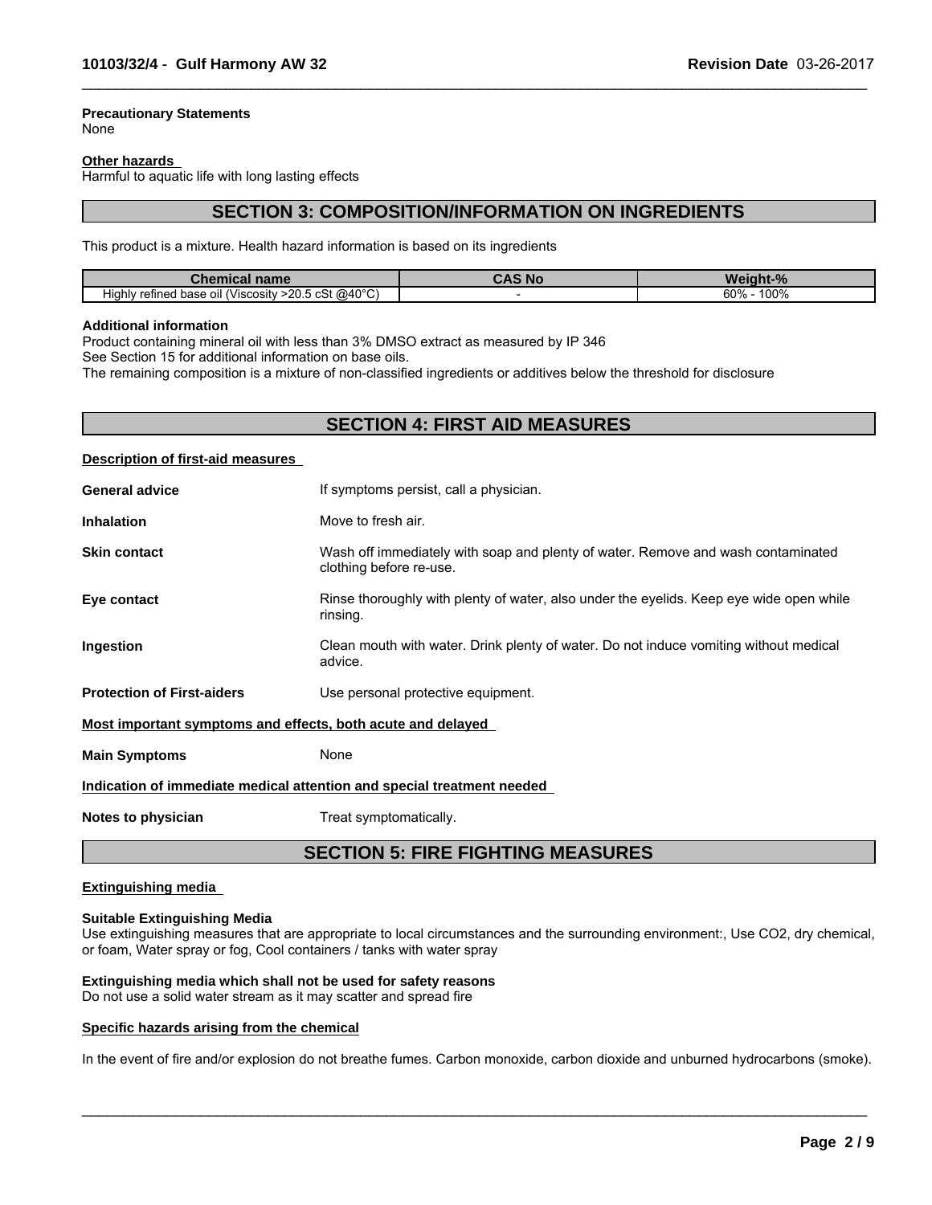**Precautionary Statements**
None

**Other hazards**
Harmful to aquatic life with long lasting effects

## SECTION 3: COMPOSITION/INFORMATION ON INGREDIENTS

This product is a mixture. Health hazard information is based on its ingredients

| Chemical name | CAS No | Weight-% |
|---|---|---|
| Highly refined base oil (Viscosity >20.5 cSt @40°C) | - | 60% - 100% |

**Additional information**
Product containing mineral oil with less than 3% DMSO extract as measured by IP 346
See Section 15 for additional information on base oils.
The remaining composition is a mixture of non-classified ingredients or additives below the threshold for disclosure

## SECTION 4: FIRST AID MEASURES

**Description of first-aid measures**

**General advice** If symptoms persist, call a physician.

**Inhalation** Move to fresh air.

**Skin contact** Wash off immediately with soap and plenty of water. Remove and wash contaminated clothing before re-use.

**Eye contact** Rinse thoroughly with plenty of water, also under the eyelids. Keep eye wide open while rinsing.

**Ingestion** Clean mouth with water. Drink plenty of water. Do not induce vomiting without medical advice.

**Protection of First-aiders** Use personal protective equipment.

**Most important symptoms and effects, both acute and delayed**

**Main Symptoms** None

**Indication of immediate medical attention and special treatment needed**

**Notes to physician** Treat symptomatically.

## SECTION 5: FIRE FIGHTING MEASURES

**Extinguishing media**

**Suitable Extinguishing Media**
Use extinguishing measures that are appropriate to local circumstances and the surrounding environment:, Use $CO_2$, dry chemical, or foam, Water spray or fog, Cool containers / tanks with water spray

**Extinguishing media which shall not be used for safety reasons**
Do not use a solid water stream as it may scatter and spread fire

**Specific hazards arising from the chemical**

In the event of fire and/or explosion do not breathe fumes. Carbon monoxide, carbon dioxide and unburned hydrocarbons (smoke).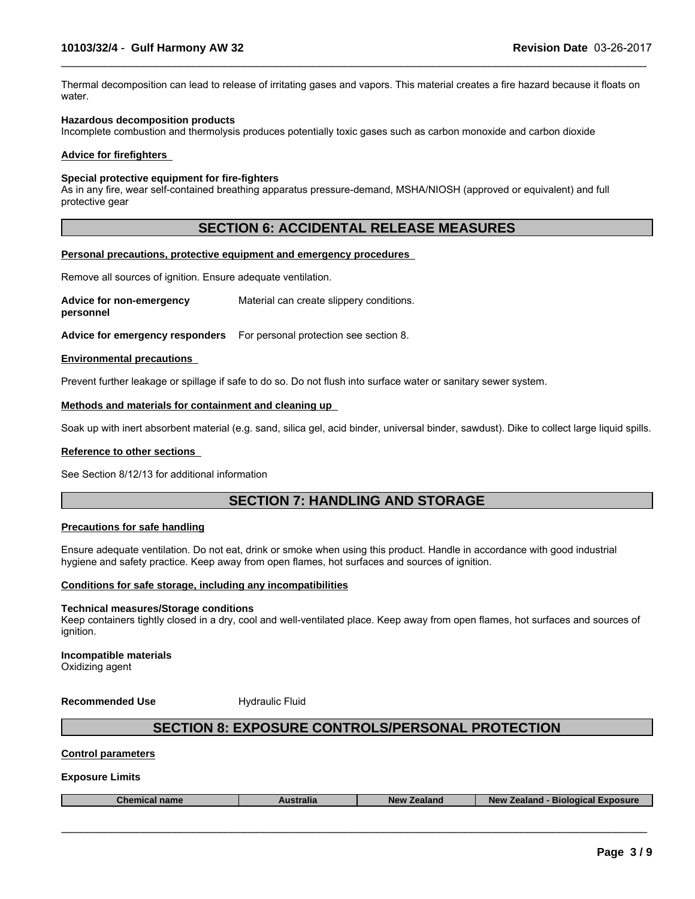Thermal decomposition can lead to release of irritating gases and vapors. This material creates a fire hazard because it floats on water.

**Hazardous decomposition products**
Incomplete combustion and thermolysis produces potentially toxic gases such as carbon monoxide and carbon dioxide

**Advice for firefighters**

**Special protective equipment for fire-fighters**
As in any fire, wear self-contained breathing apparatus pressure-demand, MSHA/NIOSH (approved or equivalent) and full protective gear

## SECTION 6: ACCIDENTAL RELEASE MEASURES

**Personal precautions, protective equipment and emergency procedures**

Remove all sources of ignition. Ensure adequate ventilation.

**Advice for non-emergency personnel** Material can create slippery conditions.

**Advice for emergency responders** For personal protection see section 8.

**Environmental precautions**

Prevent further leakage or spillage if safe to do so. Do not flush into surface water or sanitary sewer system.

**Methods and materials for containment and cleaning up**

Soak up with inert absorbent material (e.g. sand, silica gel, acid binder, universal binder, sawdust). Dike to collect large liquid spills.

**Reference to other sections**

See Section 8/12/13 for additional information

## SECTION 7: HANDLING AND STORAGE

**Precautions for safe handling**

Ensure adequate ventilation. Do not eat, drink or smoke when using this product. Handle in accordance with good industrial hygiene and safety practice. Keep away from open flames, hot surfaces and sources of ignition.

**Conditions for safe storage, including any incompatibilities**

**Technical measures/Storage conditions**
Keep containers tightly closed in a dry, cool and well-ventilated place. Keep away from open flames, hot surfaces and sources of ignition.

**Incompatible materials**
Oxidizing agent

**Recommended Use** Hydraulic Fluid

## SECTION 8: EXPOSURE CONTROLS/PERSONAL PROTECTION

**Control parameters**

**Exposure Limits**

| Chemical name | Australia | New Zealand | New Zealand - Biological Exposure |
|---|---|---|---|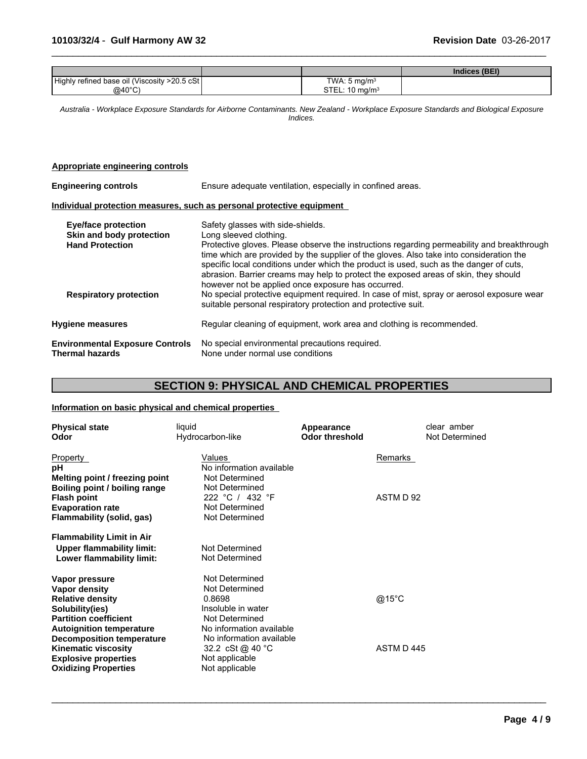| | | | Indices (BEI) |
|---|---|---|---|
| Highly refined base oil (Viscosity >20.5 cSt @40°C) | | TWA: 5 mg/m³<br>STEL: 10 mg/m³ | |

*Australia - Workplace Exposure Standards for Airborne Contaminants. New Zealand - Workplace Exposure Standards and Biological Exposure Indices.*

**Appropriate engineering controls**

**Engineering controls** Ensure adequate ventilation, especially in confined areas.

**Individual protection measures, such as personal protective equipment**

**Eye/face protection** Safety glasses with side-shields.

**Skin and body protection** Long sleeved clothing.

**Hand Protection** Protective gloves. Please observe the instructions regarding permeability and breakthrough time which are provided by the supplier of the gloves. Also take into consideration the specific local conditions under which the product is used, such as the danger of cuts, abrasion. Barrier creams may help to protect the exposed areas of skin, they should however not be applied once exposure has occurred.

**Respiratory protection** No special protective equipment required. In case of mist, spray or aerosol exposure wear suitable personal respiratory protection and protective suit.

**Hygiene measures** Regular cleaning of equipment, work area and clothing is recommended.

**Environmental Exposure Controls** No special environmental precautions required.

**Thermal hazards** None under normal use conditions

## SECTION 9: PHYSICAL AND CHEMICAL PROPERTIES

**Information on basic physical and chemical properties**

| | | | |
|---|---|---|---|
| **Physical state** | liquid | **Appearance** | clear amber |
| **Odor** | Hydrocarbon-like | **Odor threshold** | Not Determined |

| Property | Values | Remarks |
|---|---|---|
| **pH** | No information available | |
| **Melting point / freezing point** | Not Determined | |
| **Boiling point / boiling range** | Not Determined | |
| **Flash point** | 222 °C / 432 °F | ASTM D 92 |
| **Evaporation rate** | Not Determined | |
| **Flammability (solid, gas)** | Not Determined | |
| **Flammability Limit in Air** | | |
| **Upper flammability limit:** | Not Determined | |
| **Lower flammability limit:** | Not Determined | |
| **Vapor pressure** | Not Determined | |
| **Vapor density** | Not Determined | |
| **Relative density** | 0.8698 | @15°C |
| **Solubility(ies)** | Insoluble in water | |
| **Partition coefficient** | Not Determined | |
| **Autoignition temperature** | No information available | |
| **Decomposition temperature** | No information available | |
| **Kinematic viscosity** | 32.2 cSt @ 40 °C | ASTM D 445 |
| **Explosive properties** | Not applicable | |
| **Oxidizing Properties** | Not applicable | |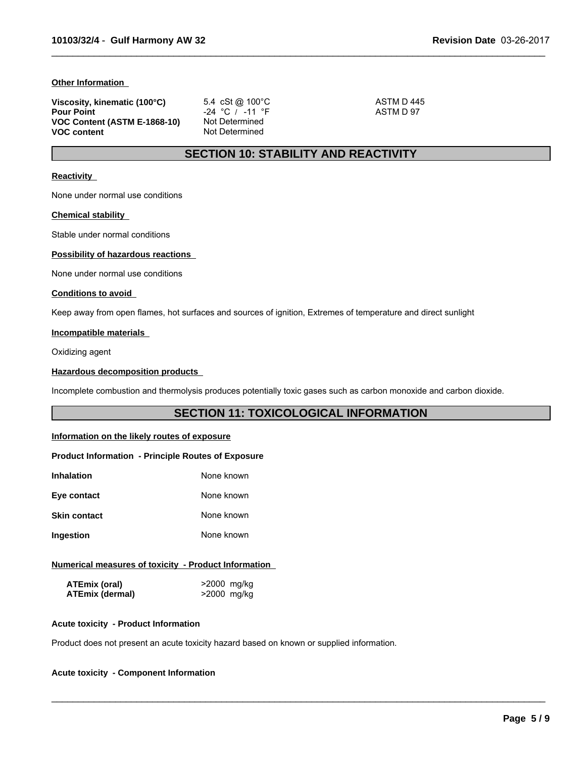**Other Information**

| | | |
|---|---|---|
| **Viscosity, kinematic (100°C)** | 5.4 cSt @ 100°C | ASTM D 445 |
| **Pour Point** | -24 °C / -11 °F | ASTM D 97 |
| **VOC Content (ASTM E-1868-10)** | Not Determined | |
| **VOC content** | Not Determined | |

## SECTION 10: STABILITY AND REACTIVITY

**Reactivity**

None under normal use conditions

**Chemical stability**

Stable under normal conditions

**Possibility of hazardous reactions**

None under normal use conditions

**Conditions to avoid**

Keep away from open flames, hot surfaces and sources of ignition, Extremes of temperature and direct sunlight

**Incompatible materials**

Oxidizing agent

**Hazardous decomposition products**

Incomplete combustion and thermolysis produces potentially toxic gases such as carbon monoxide and carbon dioxide.

## SECTION 11: TOXICOLOGICAL INFORMATION

**Information on the likely routes of exposure**

**Product Information - Principle Routes of Exposure**

| | |
|---|---|
| **Inhalation** | None known |
| **Eye contact** | None known |
| **Skin contact** | None known |
| **Ingestion** | None known |

**Numerical measures of toxicity - Product Information**

| | |
|---|---|
| **ATEmix (oral)** | >2000 mg/kg |
| **ATEmix (dermal)** | >2000 mg/kg |

**Acute toxicity - Product Information**

Product does not present an acute toxicity hazard based on known or supplied information.

**Acute toxicity - Component Information**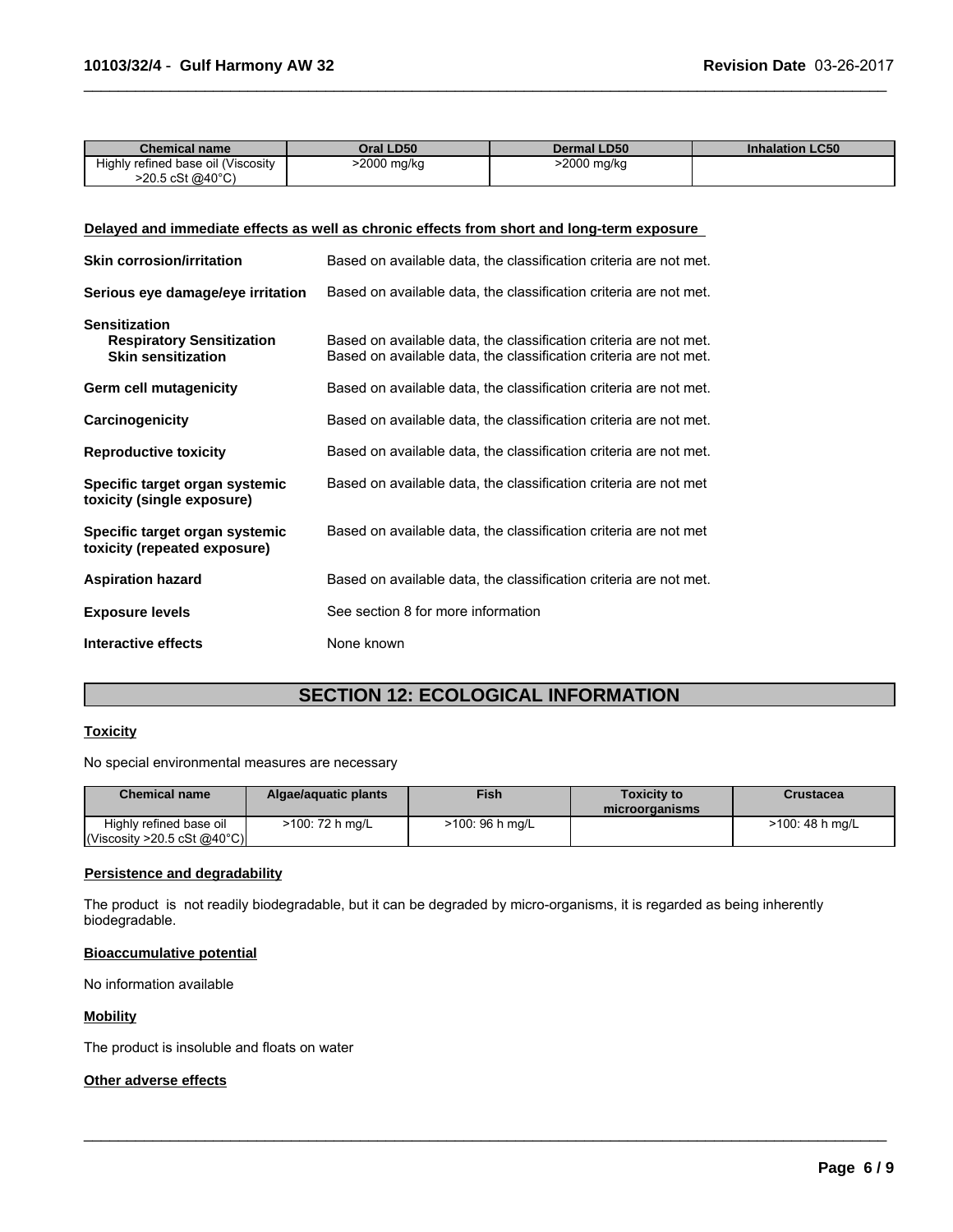| Chemical name | Oral LD50 | Dermal LD50 | Inhalation LC50 |
|---|---|---|---|
| Highly refined base oil (Viscosity >20.5 cSt @40°C) | >2000 mg/kg | >2000 mg/kg | |

**Delayed and immediate effects as well as chronic effects from short and long-term exposure**

**Skin corrosion/irritation** Based on available data, the classification criteria are not met.

**Serious eye damage/eye irritation** Based on available data, the classification criteria are not met.

**Sensitization**

**Respiratory Sensitization** Based on available data, the classification criteria are not met.

**Skin sensitization** Based on available data, the classification criteria are not met.

**Germ cell mutagenicity** Based on available data, the classification criteria are not met.

**Carcinogenicity** Based on available data, the classification criteria are not met.

**Reproductive toxicity** Based on available data, the classification criteria are not met.

**Specific target organ systemic toxicity (single exposure)** Based on available data, the classification criteria are not met

**Specific target organ systemic toxicity (repeated exposure)** Based on available data, the classification criteria are not met

**Aspiration hazard** Based on available data, the classification criteria are not met.

**Exposure levels** See section 8 for more information

**Interactive effects** None known

## SECTION 12: ECOLOGICAL INFORMATION

**Toxicity**

No special environmental measures are necessary

| Chemical name | Algae/aquatic plants | Fish | Toxicity to microorganisms | Crustacea |
|---|---|---|---|---|
| Highly refined base oil (Viscosity >20.5 cSt @40°C) | >100: 72 h mg/L | >100: 96 h mg/L | | >100: 48 h mg/L |

**Persistence and degradability**

The product is not readily biodegradable, but it can be degraded by micro-organisms, it is regarded as being inherently biodegradable.

**Bioaccumulative potential**

No information available

**Mobility**

The product is insoluble and floats on water

**Other adverse effects**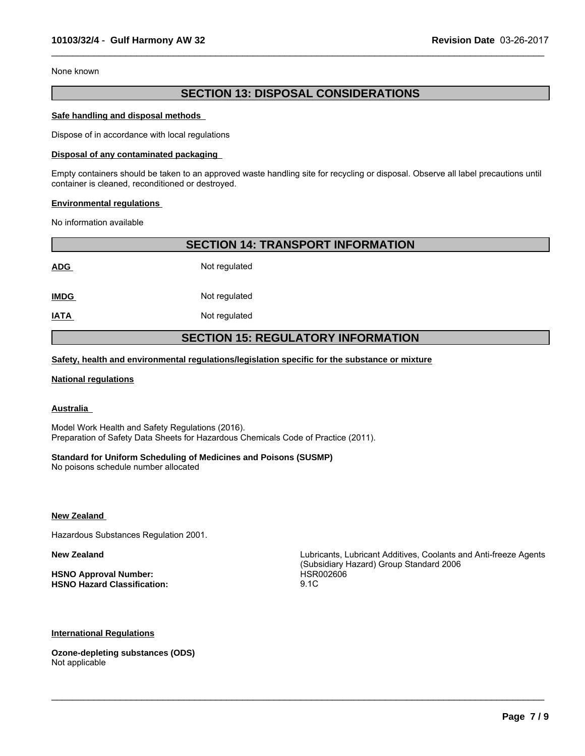None known

## SECTION 13: DISPOSAL CONSIDERATIONS

**Safe handling and disposal methods**

Dispose of in accordance with local regulations

**Disposal of any contaminated packaging**

Empty containers should be taken to an approved waste handling site for recycling or disposal. Observe all label precautions until container is cleaned, reconditioned or destroyed.

**Environmental regulations**

No information available

## SECTION 14: TRANSPORT INFORMATION

**ADG** Not regulated

**IMDG** Not regulated

**IATA** Not regulated

## SECTION 15: REGULATORY INFORMATION

**Safety, health and environmental regulations/legislation specific for the substance or mixture**

**National regulations**

**Australia**

Model Work Health and Safety Regulations (2016).
Preparation of Safety Data Sheets for Hazardous Chemicals Code of Practice (2011).

**Standard for Uniform Scheduling of Medicines and Poisons (SUSMP)**
No poisons schedule number allocated

**New Zealand**

Hazardous Substances Regulation 2001.

**New Zealand** Lubricants, Lubricant Additives, Coolants and Anti-freeze Agents (Subsidiary Hazard) Group Standard 2006

**HSNO Approval Number:** HSR002606
**HSNO Hazard Classification:** 9.1C

**International Regulations**

**Ozone-depleting substances (ODS)**
Not applicable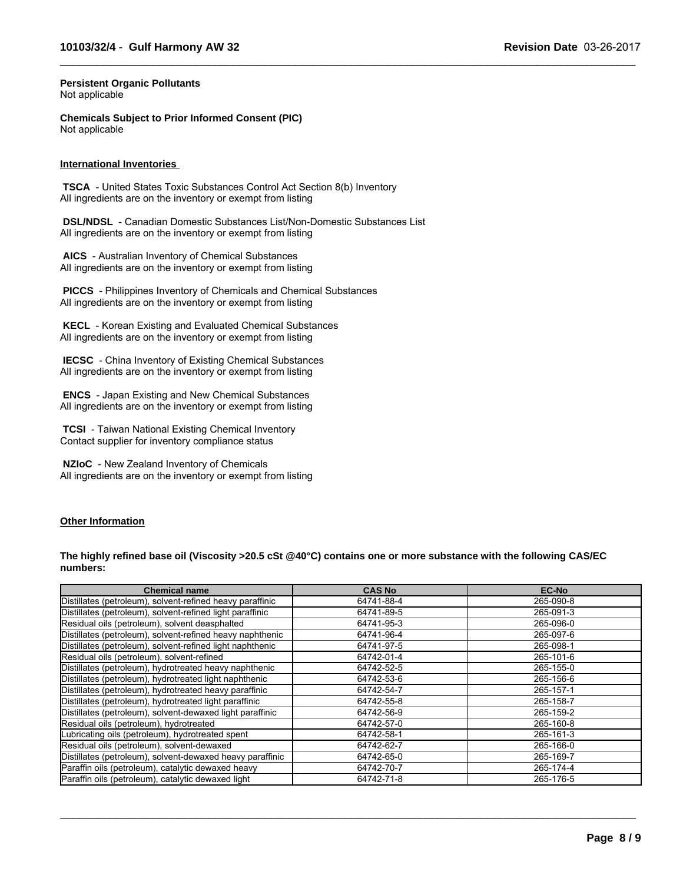**Persistent Organic Pollutants**
Not applicable

**Chemicals Subject to Prior Informed Consent (PIC)**
Not applicable

**International Inventories**

**TSCA** - United States Toxic Substances Control Act Section 8(b) Inventory
All ingredients are on the inventory or exempt from listing

**DSL/NDSL** - Canadian Domestic Substances List/Non-Domestic Substances List
All ingredients are on the inventory or exempt from listing

**AICS** - Australian Inventory of Chemical Substances
All ingredients are on the inventory or exempt from listing

**PICCS** - Philippines Inventory of Chemicals and Chemical Substances
All ingredients are on the inventory or exempt from listing

**KECL** - Korean Existing and Evaluated Chemical Substances
All ingredients are on the inventory or exempt from listing

**IECSC** - China Inventory of Existing Chemical Substances
All ingredients are on the inventory or exempt from listing

**ENCS** - Japan Existing and New Chemical Substances
All ingredients are on the inventory or exempt from listing

**TCSI** - Taiwan National Existing Chemical Inventory
Contact supplier for inventory compliance status

**NZIoC** - New Zealand Inventory of Chemicals
All ingredients are on the inventory or exempt from listing

**Other Information**

**The highly refined base oil (Viscosity >20.5 cSt @40°C) contains one or more substance with the following CAS/EC numbers:**

| Chemical name | CAS No | EC-No |
|---|---|---|
| Distillates (petroleum), solvent-refined heavy paraffinic | 64741-88-4 | 265-090-8 |
| Distillates (petroleum), solvent-refined light paraffinic | 64741-89-5 | 265-091-3 |
| Residual oils (petroleum), solvent deasphalted | 64741-95-3 | 265-096-0 |
| Distillates (petroleum), solvent-refined heavy naphthenic | 64741-96-4 | 265-097-6 |
| Distillates (petroleum), solvent-refined light naphthenic | 64741-97-5 | 265-098-1 |
| Residual oils (petroleum), solvent-refined | 64742-01-4 | 265-101-6 |
| Distillates (petroleum), hydrotreated heavy naphthenic | 64742-52-5 | 265-155-0 |
| Distillates (petroleum), hydrotreated light naphthenic | 64742-53-6 | 265-156-6 |
| Distillates (petroleum), hydrotreated heavy paraffinic | 64742-54-7 | 265-157-1 |
| Distillates (petroleum), hydrotreated light paraffinic | 64742-55-8 | 265-158-7 |
| Distillates (petroleum), solvent-dewaxed light paraffinic | 64742-56-9 | 265-159-2 |
| Residual oils (petroleum), hydrotreated | 64742-57-0 | 265-160-8 |
| Lubricating oils (petroleum), hydrotreated spent | 64742-58-1 | 265-161-3 |
| Residual oils (petroleum), solvent-dewaxed | 64742-62-7 | 265-166-0 |
| Distillates (petroleum), solvent-dewaxed heavy paraffinic | 64742-65-0 | 265-169-7 |
| Paraffin oils (petroleum), catalytic dewaxed heavy | 64742-70-7 | 265-174-4 |
| Paraffin oils (petroleum), catalytic dewaxed light | 64742-71-8 | 265-176-5 |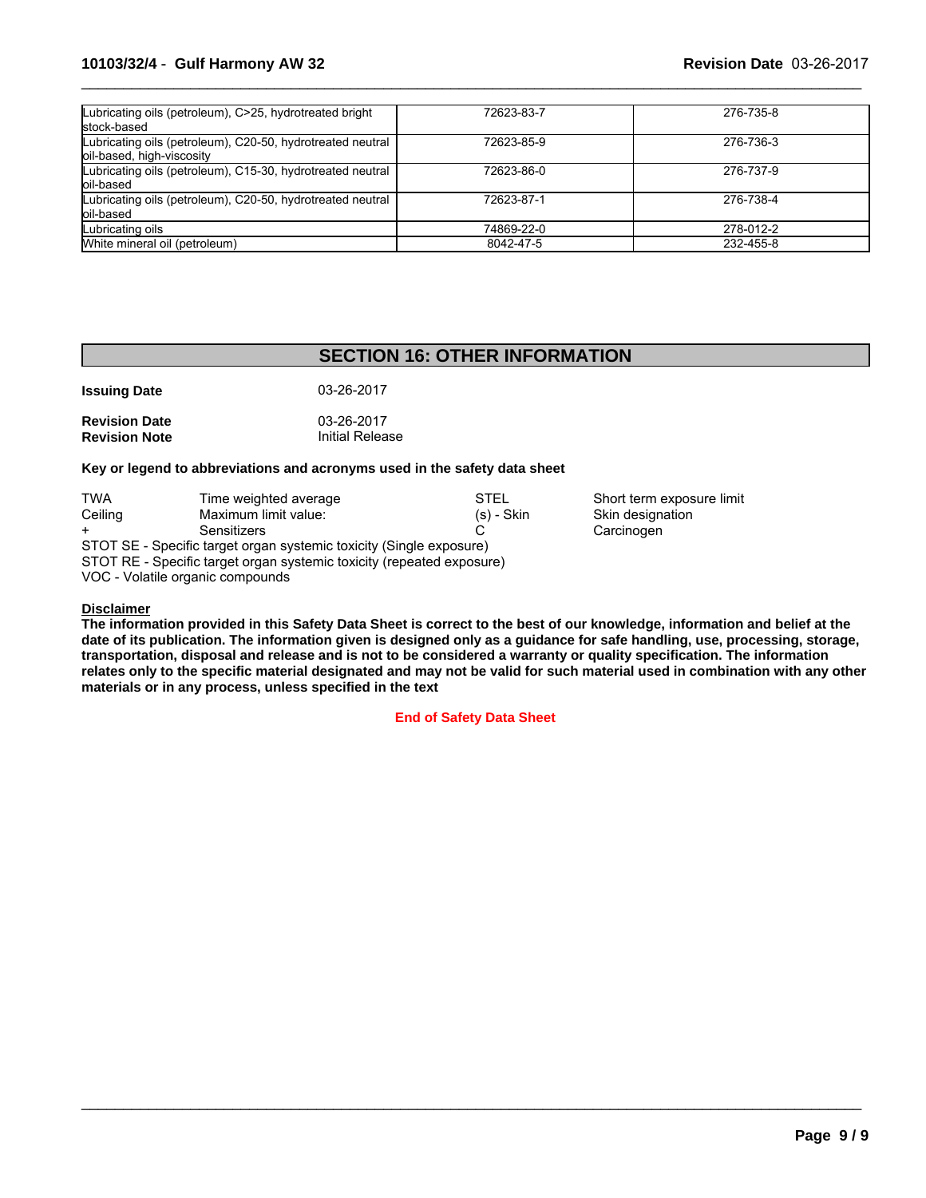| | | |
|---|---|---|
| Lubricating oils (petroleum), C>25, hydrotreated bright stock-based | 72623-83-7 | 276-735-8 |
| Lubricating oils (petroleum), C20-50, hydrotreated neutral oil-based, high-viscosity | 72623-85-9 | 276-736-3 |
| Lubricating oils (petroleum), C15-30, hydrotreated neutral oil-based | 72623-86-0 | 276-737-9 |
| Lubricating oils (petroleum), C20-50, hydrotreated neutral oil-based | 72623-87-1 | 276-738-4 |
| Lubricating oils | 74869-22-0 | 278-012-2 |
| White mineral oil (petroleum) | 8042-47-5 | 232-455-8 |

## SECTION 16: OTHER INFORMATION

**Issuing Date** 03-26-2017

**Revision Date** 03-26-2017
**Revision Note** Initial Release

**Key or legend to abbreviations and acronyms used in the safety data sheet**

| | | | |
|---|---|---|---|
| TWA | Time weighted average | STEL | Short term exposure limit |
| Ceiling | Maximum limit value: | (s) - Skin | Skin designation |
| + | Sensitizers | C | Carcinogen |

STOT SE - Specific target organ systemic toxicity (Single exposure)
STOT RE - Specific target organ systemic toxicity (repeated exposure)
VOC - Volatile organic compounds

**Disclaimer**

**The information provided in this Safety Data Sheet is correct to the best of our knowledge, information and belief at the date of its publication. The information given is designed only as a guidance for safe handling, use, processing, storage, transportation, disposal and release and is not to be considered a warranty or quality specification. The information relates only to the specific material designated and may not be valid for such material used in combination with any other materials or in any process, unless specified in the text**

**End of Safety Data Sheet**